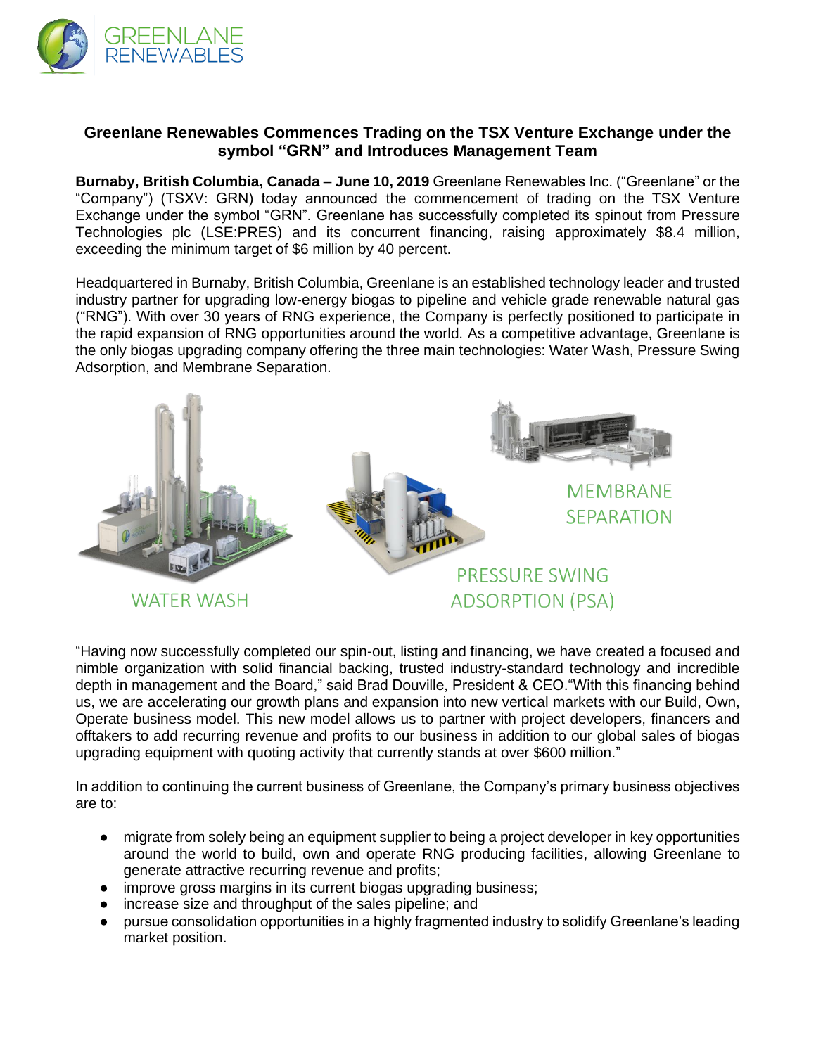# Greenlane Renewables Commences Trading on the TSX Venture Exchange under the symbol "GRN" and Introduces Management Team

**Burnaby, British Columbia, Canada** – **June 10, 2019** Greenlane Renewables Inc. ("Greenlane" or the "Company") (TSXV: GRN) today announced the commencement of trading on the TSX Venture Exchange under the symbol "GRN". Greenlane has successfully completed its spinout from Pressure Technologies plc (LSE:PRES) and its concurrent financing, raising approximately $8.4 million, exceeding the minimum target of $6 million by 40 percent.

Headquartered in Burnaby, British Columbia, Greenlane is an established technology leader and trusted industry partner for upgrading low-energy biogas to pipeline and vehicle grade renewable natural gas ("RNG"). With over 30 years of RNG experience, the Company is perfectly positioned to participate in the rapid expansion of RNG opportunities around the world. As a competitive advantage, Greenlane is the only biogas upgrading company offering the three main technologies: Water Wash, Pressure Swing Adsorption, and Membrane Separation.

WATER WASH

PRESSURE SWING ADSORPTION (PSA)

MEMBRANE SEPARATION

"Having now successfully completed our spin-out, listing and financing, we have created a focused and nimble organization with solid financial backing, trusted industry-standard technology and incredible depth in management and the Board," said Brad Douville, President & CEO."With this financing behind us, we are accelerating our growth plans and expansion into new vertical markets with our Build, Own, Operate business model. This new model allows us to partner with project developers, financers and offtakers to add recurring revenue and profits to our business in addition to our global sales of biogas upgrading equipment with quoting activity that currently stands at over $600 million."

In addition to continuing the current business of Greenlane, the Company's primary business objectives are to:

- migrate from solely being an equipment supplier to being a project developer in key opportunities around the world to build, own and operate RNG producing facilities, allowing Greenlane to generate attractive recurring revenue and profits;
- improve gross margins in its current biogas upgrading business;
- increase size and throughput of the sales pipeline; and
- pursue consolidation opportunities in a highly fragmented industry to solidify Greenlane's leading market position.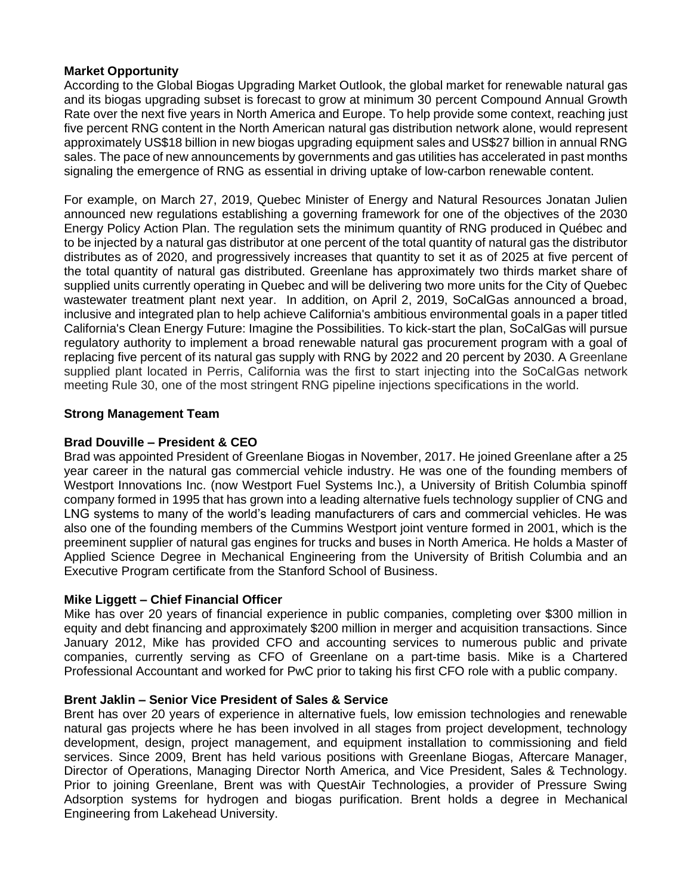**Market Opportunity**

According to the Global Biogas Upgrading Market Outlook, the global market for renewable natural gas and its biogas upgrading subset is forecast to grow at minimum 30 percent Compound Annual Growth Rate over the next five years in North America and Europe. To help provide some context, reaching just five percent RNG content in the North American natural gas distribution network alone, would represent approximately US$18 billion in new biogas upgrading equipment sales and US$27 billion in annual RNG sales. The pace of new announcements by governments and gas utilities has accelerated in past months signaling the emergence of RNG as essential in driving uptake of low-carbon renewable content.

For example, on March 27, 2019, Quebec Minister of Energy and Natural Resources Jonatan Julien announced new regulations establishing a governing framework for one of the objectives of the 2030 Energy Policy Action Plan. The regulation sets the minimum quantity of RNG produced in Québec and to be injected by a natural gas distributor at one percent of the total quantity of natural gas the distributor distributes as of 2020, and progressively increases that quantity to set it as of 2025 at five percent of the total quantity of natural gas distributed. Greenlane has approximately two thirds market share of supplied units currently operating in Quebec and will be delivering two more units for the City of Quebec wastewater treatment plant next year. In addition, on April 2, 2019, SoCalGas announced a broad, inclusive and integrated plan to help achieve California's ambitious environmental goals in a paper titled California's Clean Energy Future: Imagine the Possibilities. To kick-start the plan, SoCalGas will pursue regulatory authority to implement a broad renewable natural gas procurement program with a goal of replacing five percent of its natural gas supply with RNG by 2022 and 20 percent by 2030. A Greenlane supplied plant located in Perris, California was the first to start injecting into the SoCalGas network meeting Rule 30, one of the most stringent RNG pipeline injections specifications in the world.

**Strong Management Team**

**Brad Douville – President & CEO**

Brad was appointed President of Greenlane Biogas in November, 2017. He joined Greenlane after a 25 year career in the natural gas commercial vehicle industry. He was one of the founding members of Westport Innovations Inc. (now Westport Fuel Systems Inc.), a University of British Columbia spinoff company formed in 1995 that has grown into a leading alternative fuels technology supplier of CNG and LNG systems to many of the world's leading manufacturers of cars and commercial vehicles. He was also one of the founding members of the Cummins Westport joint venture formed in 2001, which is the preeminent supplier of natural gas engines for trucks and buses in North America. He holds a Master of Applied Science Degree in Mechanical Engineering from the University of British Columbia and an Executive Program certificate from the Stanford School of Business.

**Mike Liggett – Chief Financial Officer**

Mike has over 20 years of financial experience in public companies, completing over $300 million in equity and debt financing and approximately $200 million in merger and acquisition transactions. Since January 2012, Mike has provided CFO and accounting services to numerous public and private companies, currently serving as CFO of Greenlane on a part-time basis. Mike is a Chartered Professional Accountant and worked for PwC prior to taking his first CFO role with a public company.

**Brent Jaklin – Senior Vice President of Sales & Service**

Brent has over 20 years of experience in alternative fuels, low emission technologies and renewable natural gas projects where he has been involved in all stages from project development, technology development, design, project management, and equipment installation to commissioning and field services. Since 2009, Brent has held various positions with Greenlane Biogas, Aftercare Manager, Director of Operations, Managing Director North America, and Vice President, Sales & Technology. Prior to joining Greenlane, Brent was with QuestAir Technologies, a provider of Pressure Swing Adsorption systems for hydrogen and biogas purification. Brent holds a degree in Mechanical Engineering from Lakehead University.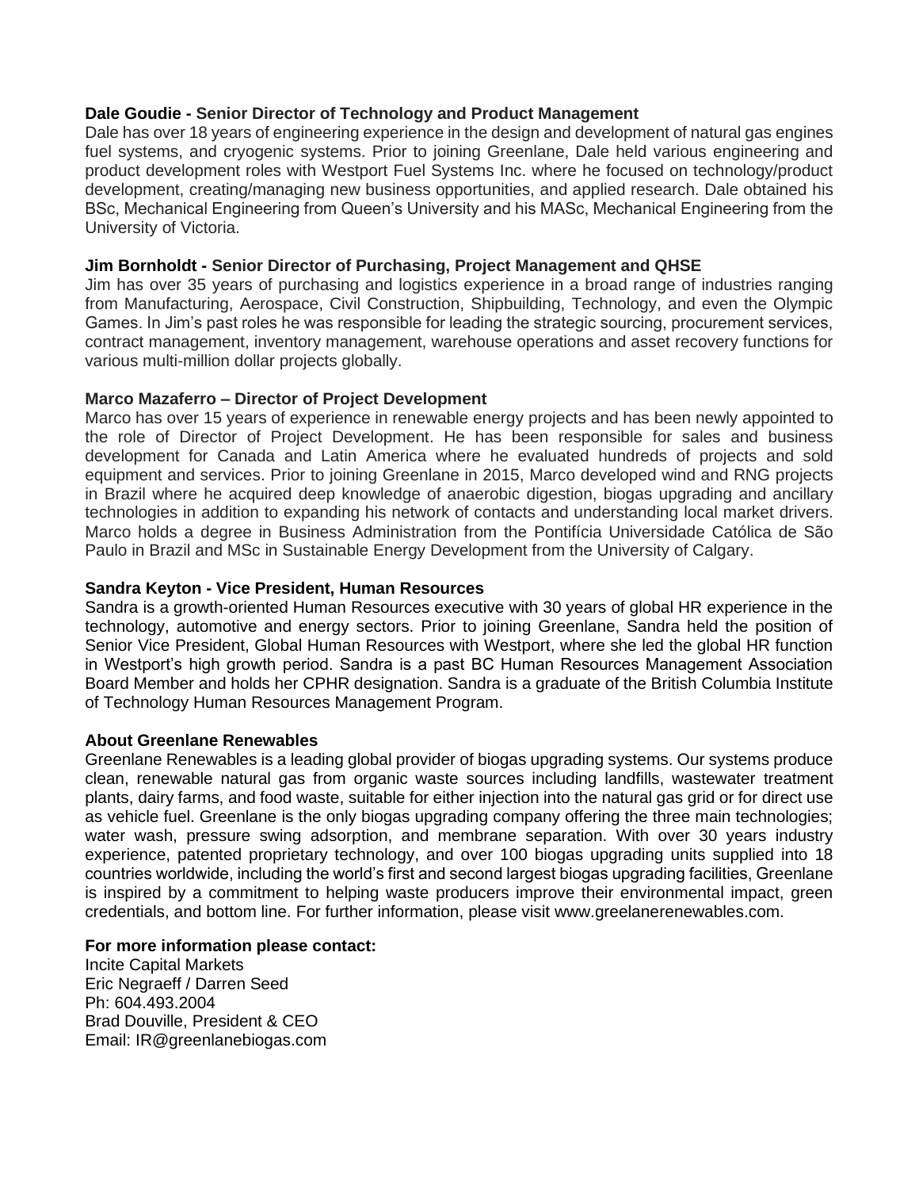**Dale Goudie - Senior Director of Technology and Product Management**
Dale has over 18 years of engineering experience in the design and development of natural gas engines fuel systems, and cryogenic systems. Prior to joining Greenlane, Dale held various engineering and product development roles with Westport Fuel Systems Inc. where he focused on technology/product development, creating/managing new business opportunities, and applied research. Dale obtained his BSc, Mechanical Engineering from Queen's University and his MASc, Mechanical Engineering from the University of Victoria.

**Jim Bornholdt - Senior Director of Purchasing, Project Management and QHSE**
Jim has over 35 years of purchasing and logistics experience in a broad range of industries ranging from Manufacturing, Aerospace, Civil Construction, Shipbuilding, Technology, and even the Olympic Games. In Jim's past roles he was responsible for leading the strategic sourcing, procurement services, contract management, inventory management, warehouse operations and asset recovery functions for various multi-million dollar projects globally.

**Marco Mazaferro – Director of Project Development**
Marco has over 15 years of experience in renewable energy projects and has been newly appointed to the role of Director of Project Development. He has been responsible for sales and business development for Canada and Latin America where he evaluated hundreds of projects and sold equipment and services. Prior to joining Greenlane in 2015, Marco developed wind and RNG projects in Brazil where he acquired deep knowledge of anaerobic digestion, biogas upgrading and ancillary technologies in addition to expanding his network of contacts and understanding local market drivers. Marco holds a degree in Business Administration from the Pontifícia Universidade Católica de São Paulo in Brazil and MSc in Sustainable Energy Development from the University of Calgary.

**Sandra Keyton - Vice President, Human Resources**
Sandra is a growth-oriented Human Resources executive with 30 years of global HR experience in the technology, automotive and energy sectors. Prior to joining Greenlane, Sandra held the position of Senior Vice President, Global Human Resources with Westport, where she led the global HR function in Westport's high growth period. Sandra is a past BC Human Resources Management Association Board Member and holds her CPHR designation. Sandra is a graduate of the British Columbia Institute of Technology Human Resources Management Program.

**About Greenlane Renewables**
Greenlane Renewables is a leading global provider of biogas upgrading systems. Our systems produce clean, renewable natural gas from organic waste sources including landfills, wastewater treatment plants, dairy farms, and food waste, suitable for either injection into the natural gas grid or for direct use as vehicle fuel. Greenlane is the only biogas upgrading company offering the three main technologies; water wash, pressure swing adsorption, and membrane separation. With over 30 years industry experience, patented proprietary technology, and over 100 biogas upgrading units supplied into 18 countries worldwide, including the world's first and second largest biogas upgrading facilities, Greenlane is inspired by a commitment to helping waste producers improve their environmental impact, green credentials, and bottom line. For further information, please visit www.greelanerenewables.com.

**For more information please contact:**
Incite Capital Markets
Eric Negraeff / Darren Seed
Ph: 604.493.2004
Brad Douville, President & CEO
Email: IR@greenlanebiogas.com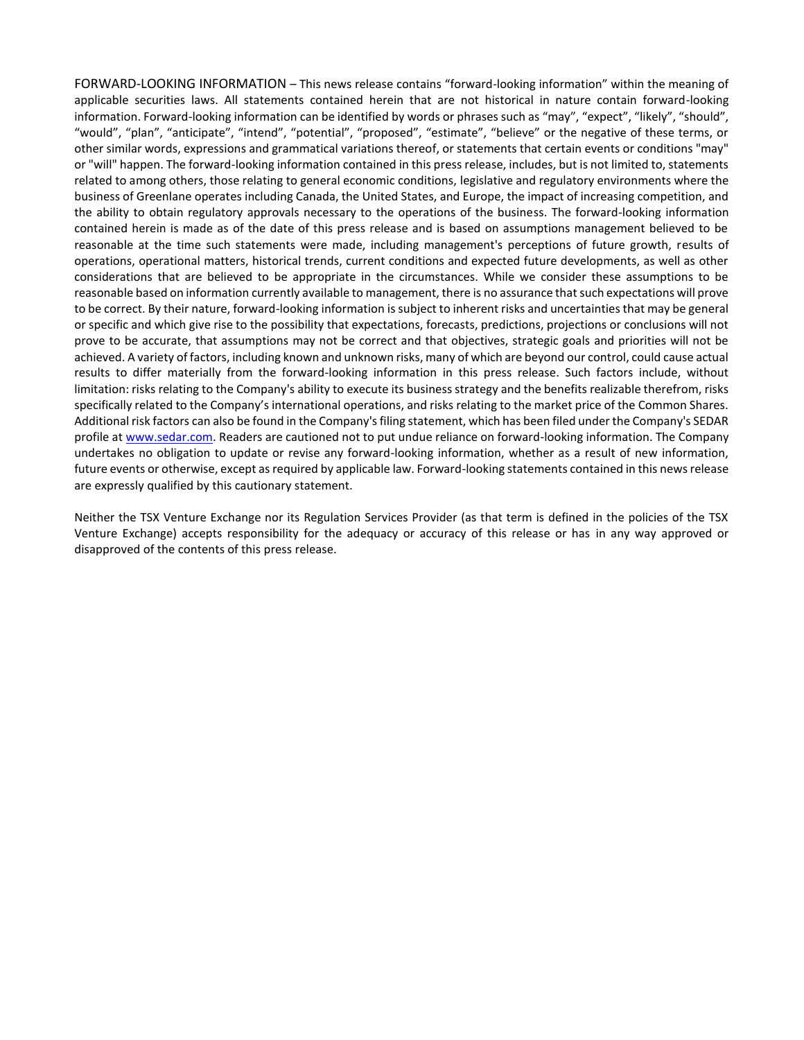FORWARD-LOOKING INFORMATION – This news release contains "forward-looking information" within the meaning of applicable securities laws. All statements contained herein that are not historical in nature contain forward-looking information. Forward-looking information can be identified by words or phrases such as "may", "expect", "likely", "should", "would", "plan", "anticipate", "intend", "potential", "proposed", "estimate", "believe" or the negative of these terms, or other similar words, expressions and grammatical variations thereof, or statements that certain events or conditions "may" or "will" happen. The forward-looking information contained in this press release, includes, but is not limited to, statements related to among others, those relating to general economic conditions, legislative and regulatory environments where the business of Greenlane operates including Canada, the United States, and Europe, the impact of increasing competition, and the ability to obtain regulatory approvals necessary to the operations of the business. The forward-looking information contained herein is made as of the date of this press release and is based on assumptions management believed to be reasonable at the time such statements were made, including management's perceptions of future growth, results of operations, operational matters, historical trends, current conditions and expected future developments, as well as other considerations that are believed to be appropriate in the circumstances. While we consider these assumptions to be reasonable based on information currently available to management, there is no assurance that such expectations will prove to be correct. By their nature, forward-looking information is subject to inherent risks and uncertainties that may be general or specific and which give rise to the possibility that expectations, forecasts, predictions, projections or conclusions will not prove to be accurate, that assumptions may not be correct and that objectives, strategic goals and priorities will not be achieved. A variety of factors, including known and unknown risks, many of which are beyond our control, could cause actual results to differ materially from the forward-looking information in this press release. Such factors include, without limitation: risks relating to the Company's ability to execute its business strategy and the benefits realizable therefrom, risks specifically related to the Company's international operations, and risks relating to the market price of the Common Shares. Additional risk factors can also be found in the Company's filing statement, which has been filed under the Company's SEDAR profile at www.sedar.com. Readers are cautioned not to put undue reliance on forward-looking information. The Company undertakes no obligation to update or revise any forward-looking information, whether as a result of new information, future events or otherwise, except as required by applicable law. Forward-looking statements contained in this news release are expressly qualified by this cautionary statement.

Neither the TSX Venture Exchange nor its Regulation Services Provider (as that term is defined in the policies of the TSX Venture Exchange) accepts responsibility for the adequacy or accuracy of this release or has in any way approved or disapproved of the contents of this press release.